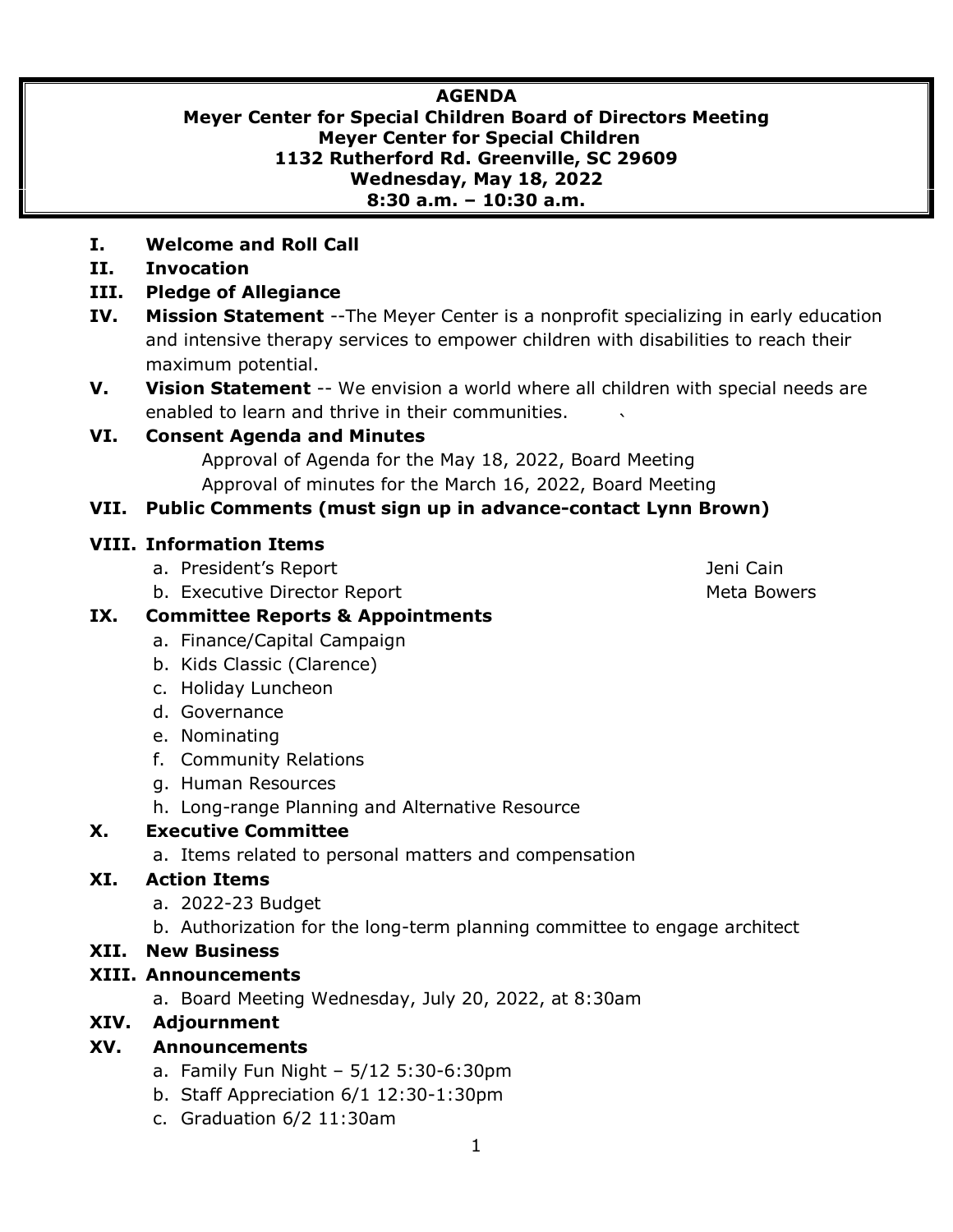# AGENDA
## Meyer Center for Special Children Board of Directors Meeting
### Meyer Center for Special Children
### 1132 Rutherford Rd. Greenville, SC 29609
### Wednesday, May 18, 2022
### 8:30 a.m. – 10:30 a.m.

**I. Welcome and Roll Call**

**II. Invocation**

**III. Pledge of Allegiance**

**IV. Mission Statement** --The Meyer Center is a nonprofit specializing in early education and intensive therapy services to empower children with disabilities to reach their maximum potential.

**V. Vision Statement** -- We envision a world where all children with special needs are enabled to learn and thrive in their communities.

**VI. Consent Agenda and Minutes**

Approval of Agenda for the May 18, 2022, Board Meeting
Approval of minutes for the March 16, 2022, Board Meeting

**VII. Public Comments (must sign up in advance-contact Lynn Brown)**

**VIII. Information Items**

a. President's Report — Jeni Cain
b. Executive Director Report — Meta Bowers

**IX. Committee Reports & Appointments**

a. Finance/Capital Campaign
b. Kids Classic (Clarence)
c. Holiday Luncheon
d. Governance
e. Nominating
f. Community Relations
g. Human Resources
h. Long-range Planning and Alternative Resource

**X. Executive Committee**

a. Items related to personal matters and compensation

**XI. Action Items**

a. 2022-23 Budget
b. Authorization for the long-term planning committee to engage architect

**XII. New Business**

**XIII. Announcements**

a. Board Meeting Wednesday, July 20, 2022, at 8:30am

**XIV. Adjournment**

**XV. Announcements**

a. Family Fun Night – 5/12 5:30-6:30pm
b. Staff Appreciation 6/1 12:30-1:30pm
c. Graduation 6/2 11:30am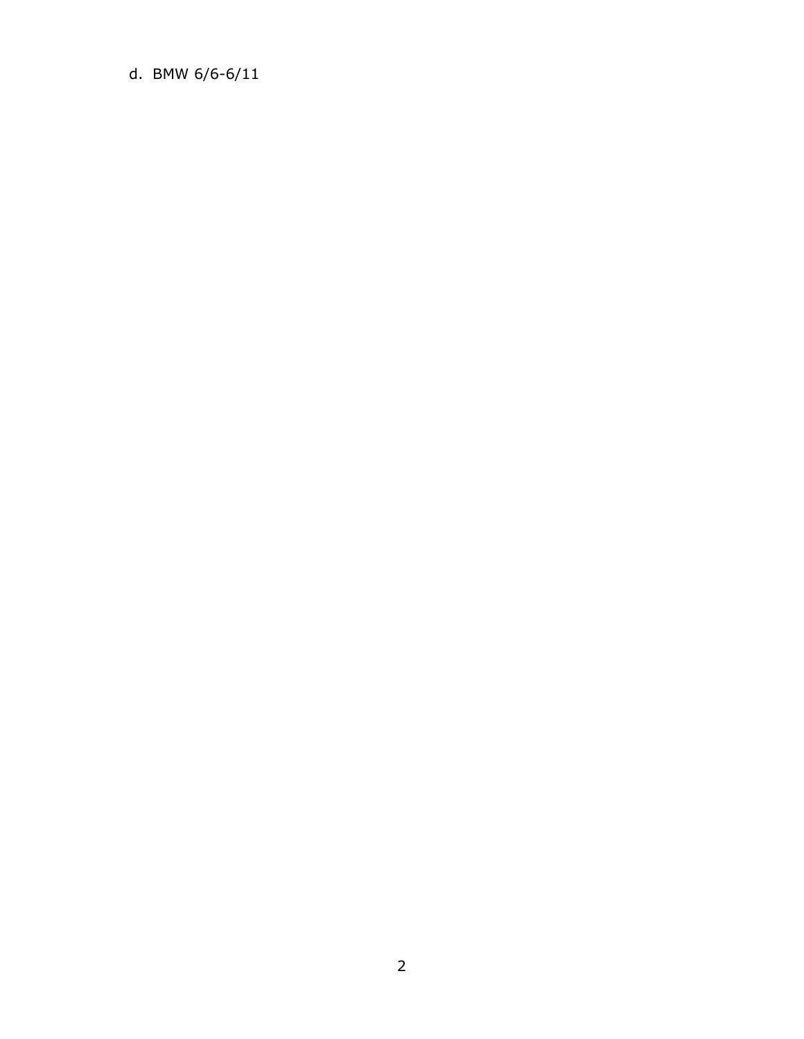d. BMW 6/6-6/11